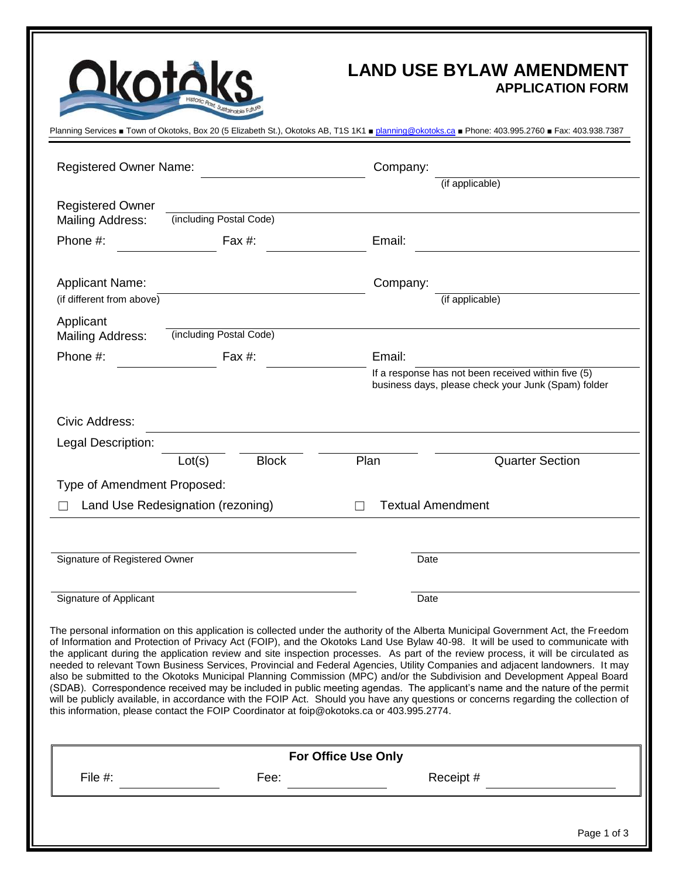# LAND USE BYLAW AMENDMENT

## APPLICATION FORM

Planning Services ■ Town of Okotoks, Box 20 (5 Elizabeth St.), Okotoks AB, T1S 1K1 ■ planning@okotoks.ca ■ Phone: 403.995.2760 ■ Fax: 403.938.7387

Registered Owner Name: ______________________ Company: ______________________ (if applicable)

Registered Owner Mailing Address: ______________________ (including Postal Code)

Phone #: ____________ Fax #: ____________ Email: ______________________

Applicant Name: ______________________ (if different from above) Company: ______________________ (if applicable)

Applicant Mailing Address: ______________________ (including Postal Code)

Phone #: ____________ Fax #: ____________ Email: ______________________

If a response has not been received within five (5) business days, please check your Junk (Spam) folder

Civic Address: ______________________

Legal Description: ____________ Lot(s) ____________ Block ____________ Plan ____________ Quarter Section

Type of Amendment Proposed:

☐ Land Use Redesignation (rezoning) ☐ Textual Amendment

______________________ Signature of Registered Owner ____________ Date

______________________ Signature of Applicant ____________ Date

The personal information on this application is collected under the authority of the Alberta Municipal Government Act, the Freedom of Information and Protection of Privacy Act (FOIP), and the Okotoks Land Use Bylaw 40-98. It will be used to communicate with the applicant during the application review and site inspection processes. As part of the review process, it will be circulated as needed to relevant Town Business Services, Provincial and Federal Agencies, Utility Companies and adjacent landowners. It may also be submitted to the Okotoks Municipal Planning Commission (MPC) and/or the Subdivision and Development Appeal Board (SDAB). Correspondence received may be included in public meeting agendas. The applicant's name and the nature of the permit will be publicly available, in accordance with the FOIP Act. Should you have any questions or concerns regarding the collection of this information, please contact the FOIP Coordinator at foip@okotoks.ca or 403.995.2774.

**For Office Use Only**

File #: ____________ Fee: ____________ Receipt # ____________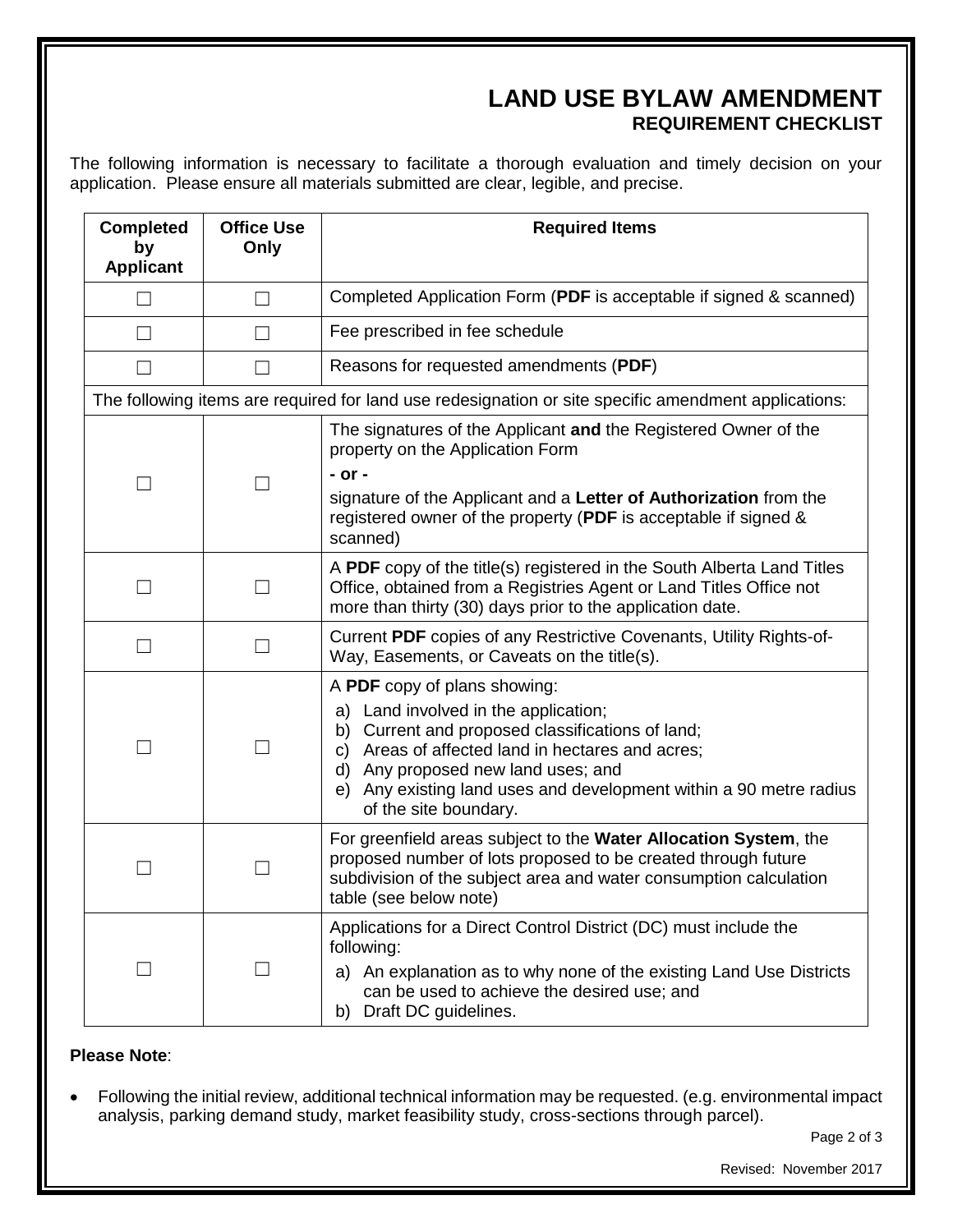# LAND USE BYLAW AMENDMENT

## REQUIREMENT CHECKLIST

The following information is necessary to facilitate a thorough evaluation and timely decision on your application. Please ensure all materials submitted are clear, legible, and precise.

| Completed by Applicant | Office Use Only | Required Items |
|---|---|---|
| ☐ | ☐ | Completed Application Form (**PDF** is acceptable if signed & scanned) |
| ☐ | ☐ | Fee prescribed in fee schedule |
| ☐ | ☐ | Reasons for requested amendments (**PDF**) |
| The following items are required for land use redesignation or site specific amendment applications: | | |
| ☐ | ☐ | The signatures of the Applicant **and** the Registered Owner of the property on the Application Form<br>**- or -**<br>signature of the Applicant and a **Letter of Authorization** from the registered owner of the property (**PDF** is acceptable if signed & scanned) |
| ☐ | ☐ | A **PDF** copy of the title(s) registered in the South Alberta Land Titles Office, obtained from a Registries Agent or Land Titles Office not more than thirty (30) days prior to the application date. |
| ☐ | ☐ | Current **PDF** copies of any Restrictive Covenants, Utility Rights-of-Way, Easements, or Caveats on the title(s). |
| ☐ | ☐ | A **PDF** copy of plans showing:<br>a) Land involved in the application;<br>b) Current and proposed classifications of land;<br>c) Areas of affected land in hectares and acres;<br>d) Any proposed new land uses; and<br>e) Any existing land uses and development within a 90 metre radius of the site boundary. |
| ☐ | ☐ | For greenfield areas subject to the **Water Allocation System**, the proposed number of lots proposed to be created through future subdivision of the subject area and water consumption calculation table (see below note) |
| ☐ | ☐ | Applications for a Direct Control District (DC) must include the following:<br>a) An explanation as to why none of the existing Land Use Districts can be used to achieve the desired use; and<br>b) Draft DC guidelines. |

**Please Note**:

- Following the initial review, additional technical information may be requested. (e.g. environmental impact analysis, parking demand study, market feasibility study, cross-sections through parcel).

Revised: November 2017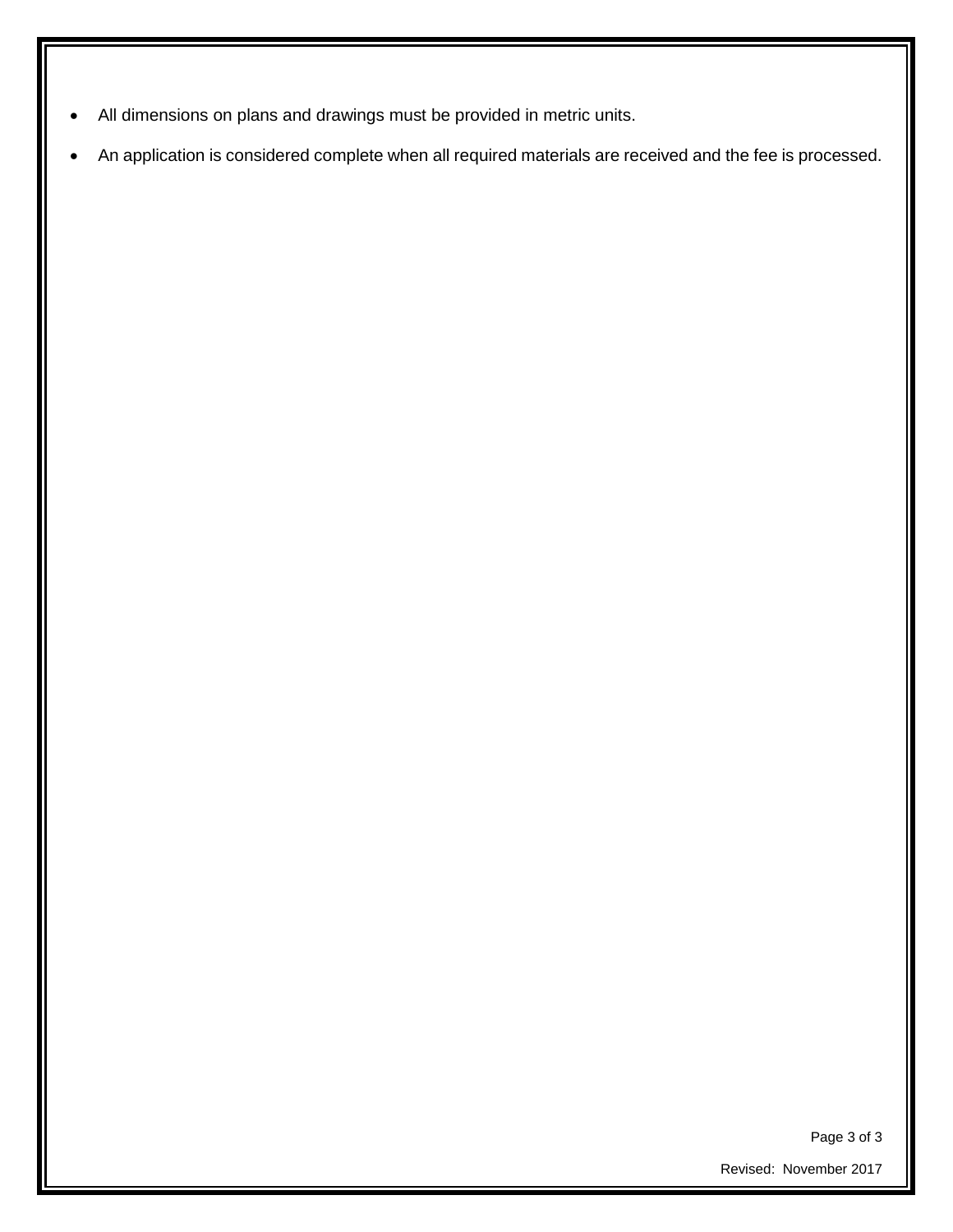- All dimensions on plans and drawings must be provided in metric units.
- An application is considered complete when all required materials are received and the fee is processed.

Revised: November 2017